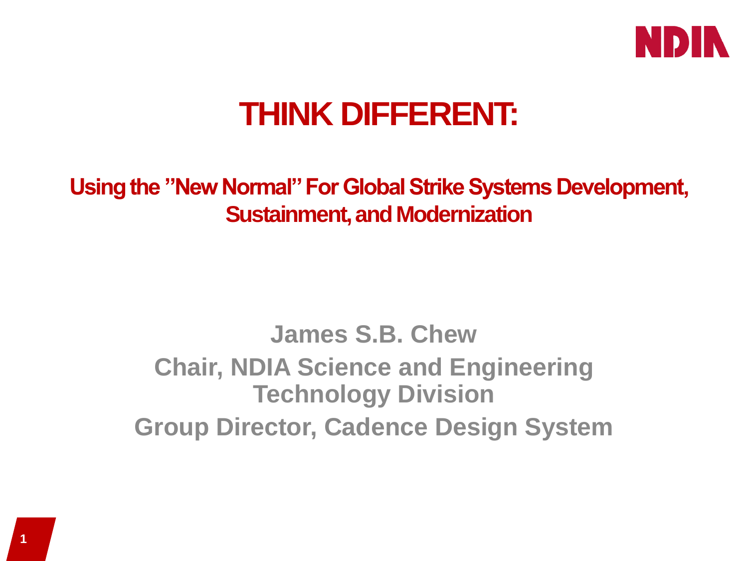# THINK DIFFERENT:

## Using the "New Normal" For Global Strike Systems Development, Sustainment, and Modernization

**James S.B. Chew**

**Chair, NDIA Science and Engineering Technology Division**

**Group Director, Cadence Design System**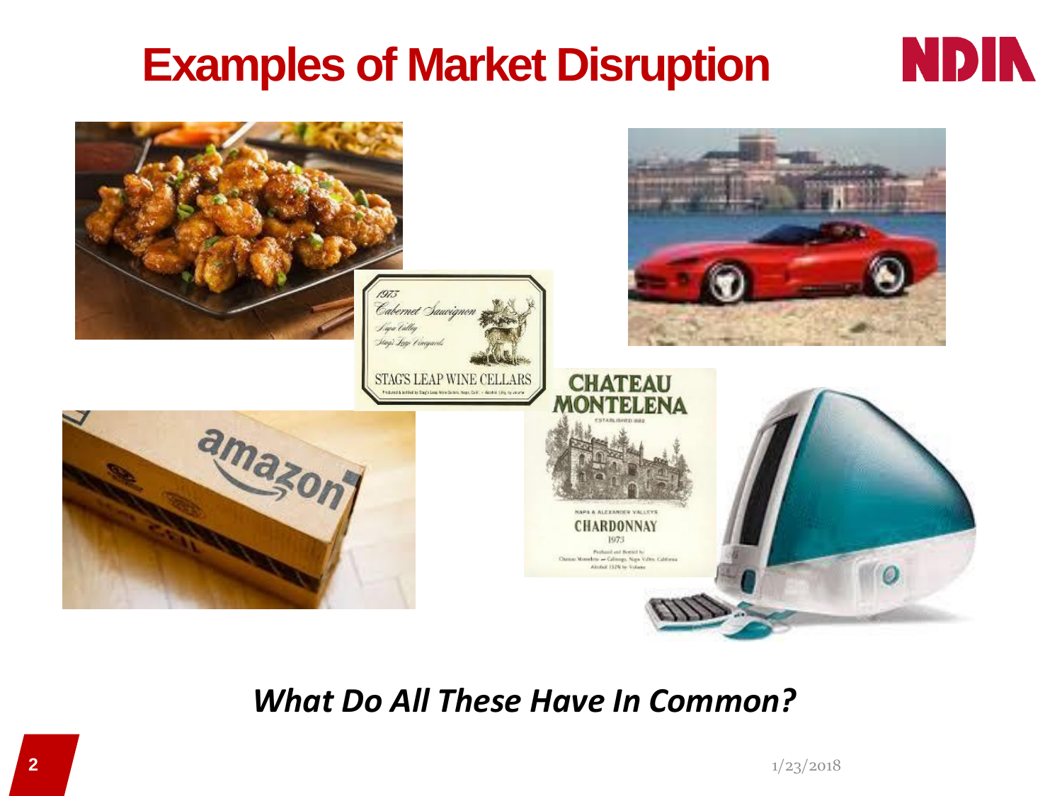# Examples of Market Disruption

***What Do All These Have In Common?***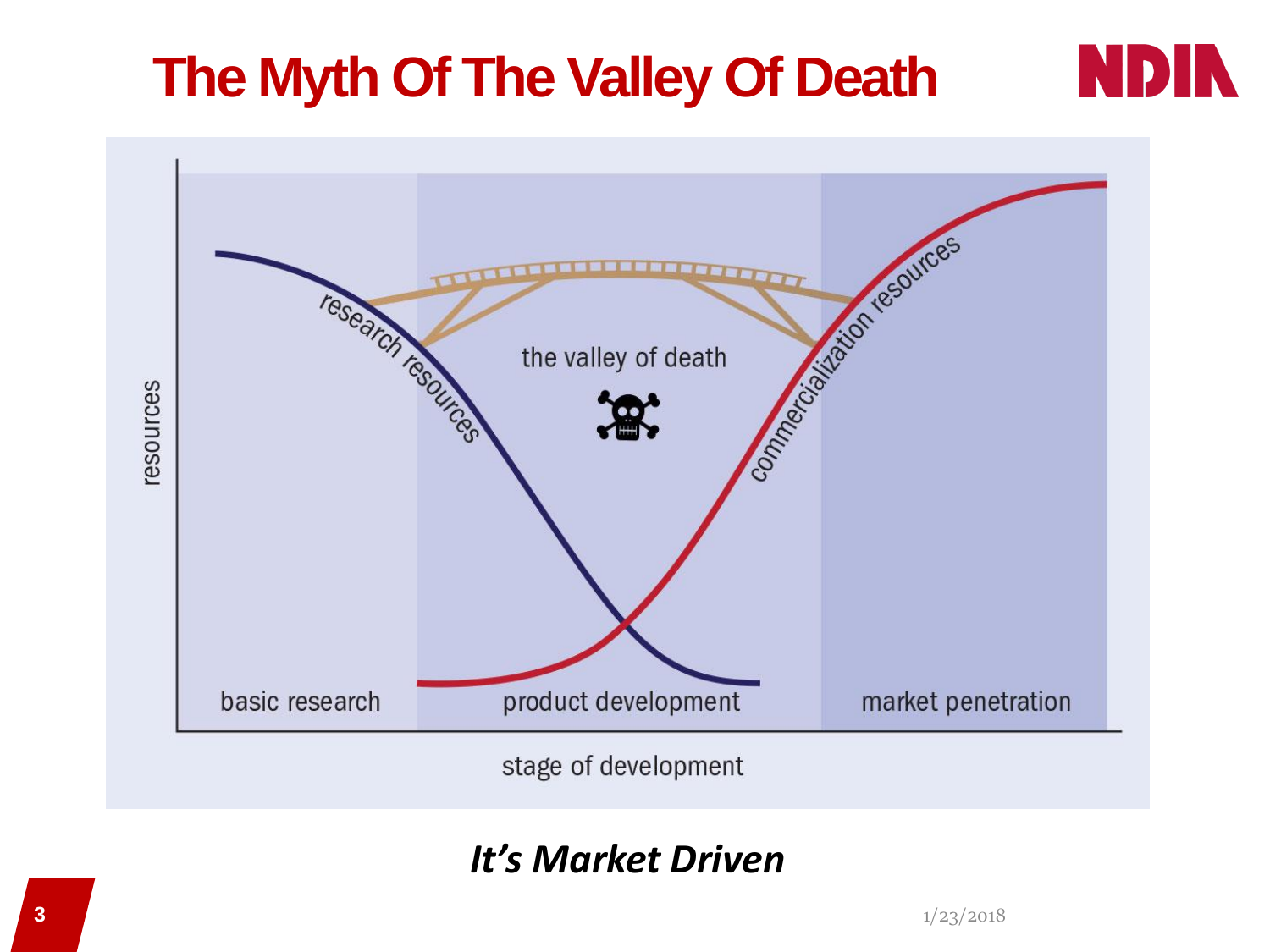# The Myth Of The Valley Of Death

resources

research resources

the valley of death

commercialization resources

basic research

product development

market penetration

stage of development

***It's Market Driven***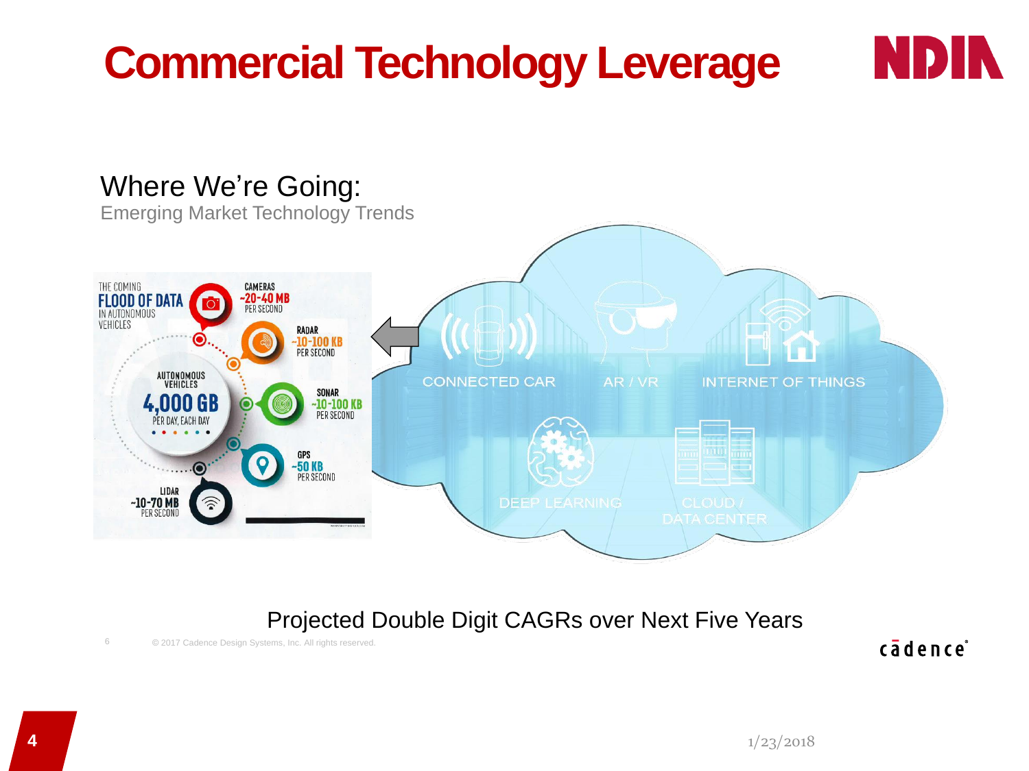# Commercial Technology Leverage

## Where We're Going:

Emerging Market Technology Trends

THE COMING **FLOOD OF DATA** IN AUTONOMOUS VEHICLES

AUTONOMOUS VEHICLES **4,000 GB** PER DAY, EACH DAY

CAMERAS ~20-40 MB PER SECOND

RADAR ~10-100 KB PER SECOND

SONAR ~10-100 KB PER SECOND

GPS ~50 KB PER SECOND

LIDAR ~10-70 MB PER SECOND

CONNECTED CAR

AR / VR

INTERNET OF THINGS

DEEP LEARNING

CLOUD / DATA CENTER

Projected Double Digit CAGRs over Next Five Years

© 2017 Cadence Design Systems, Inc. All rights reserved.

1/23/2018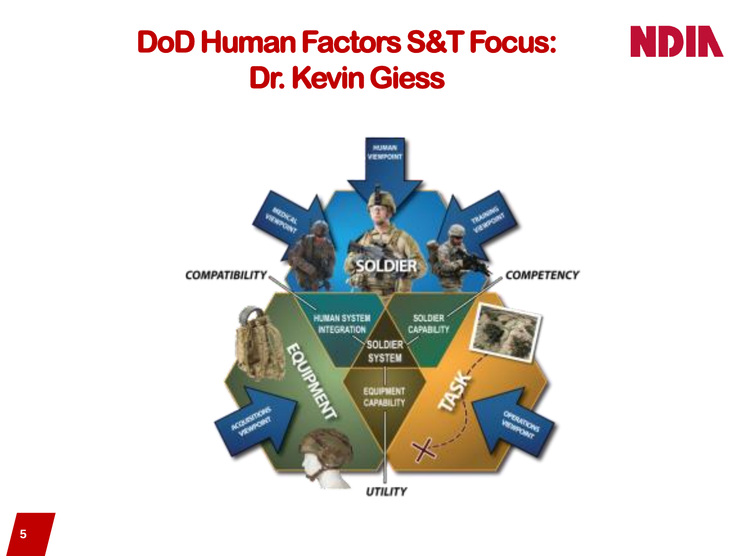# DoD Human Factors S&T Focus: Dr. Kevin Giess

HUMAN VIEWPOINT

MEDICAL VIEWPOINT

TRAINING VIEWPOINT

SOLDIER

COMPATIBILITY

COMPETENCY

HUMAN SYSTEM INTEGRATION

SOLDIER CAPABILITY

SOLDIER SYSTEM

EQUIPMENT

TASK

EQUIPMENT CAPABILITY

ACQUISITIONS VIEWPOINT

OPERATIONS VIEWPOINT

UTILITY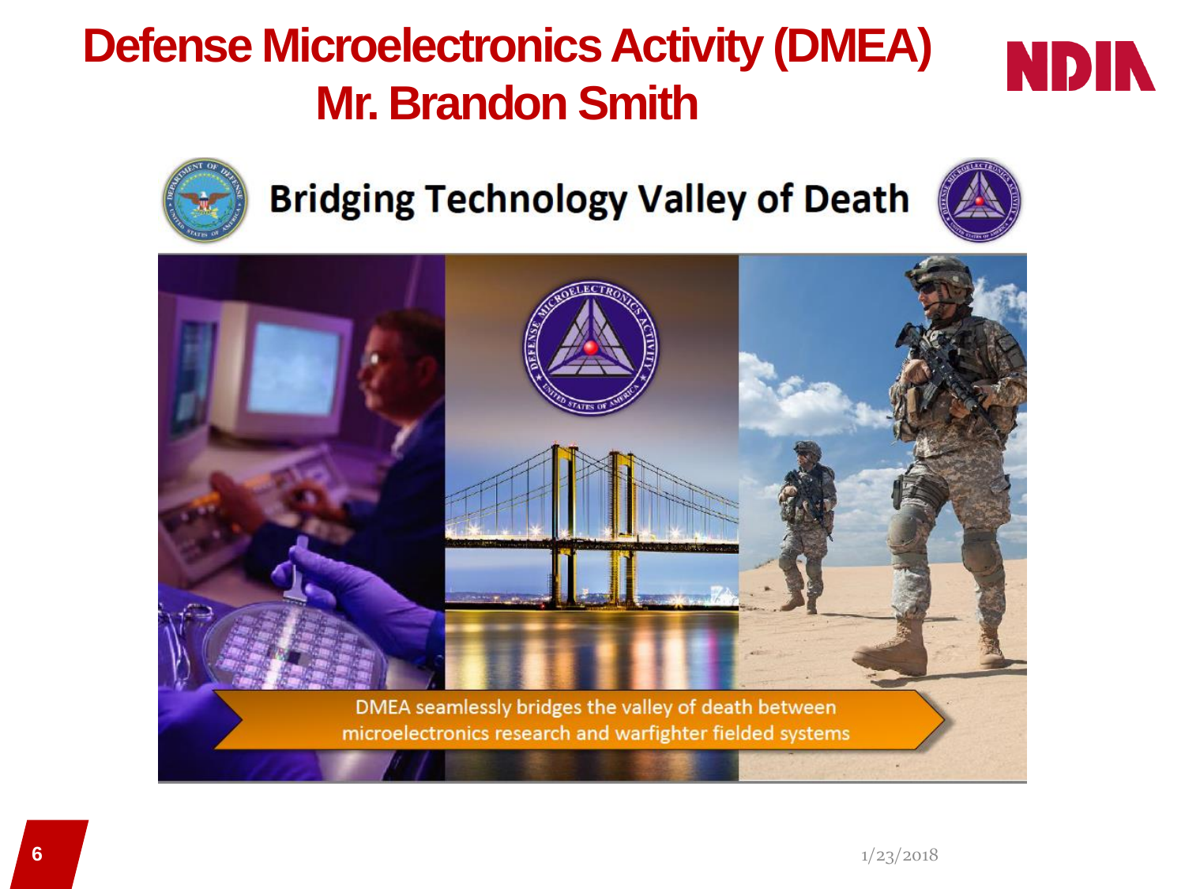# Defense Microelectronics Activity (DMEA)
## Mr. Brandon Smith

### Bridging Technology Valley of Death

DMEA seamlessly bridges the valley of death between microelectronics research and warfighter fielded systems

1/23/2018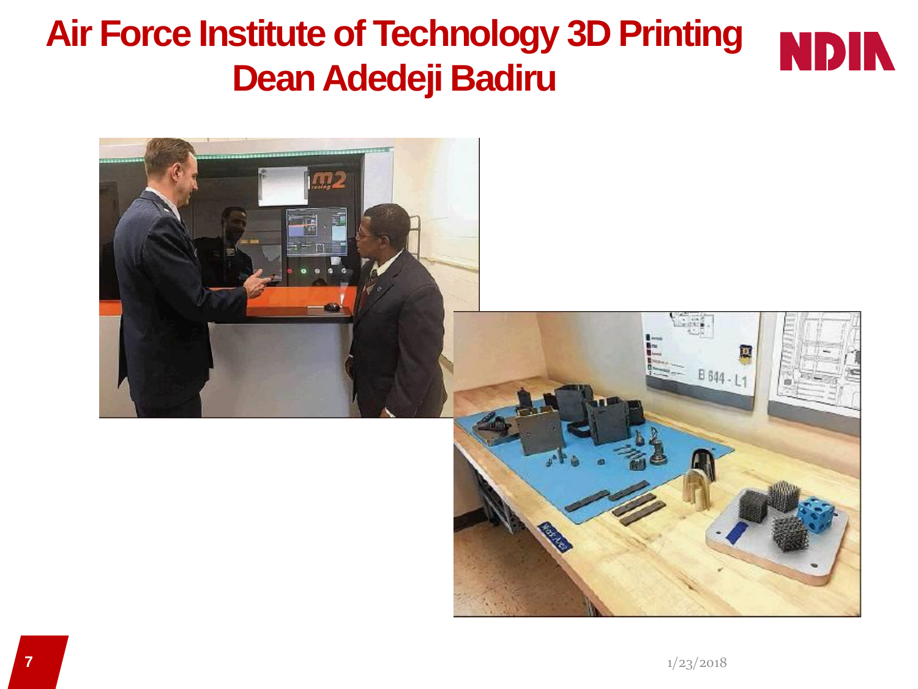# Air Force Institute of Technology 3D Printing Dean Adedeji Badiru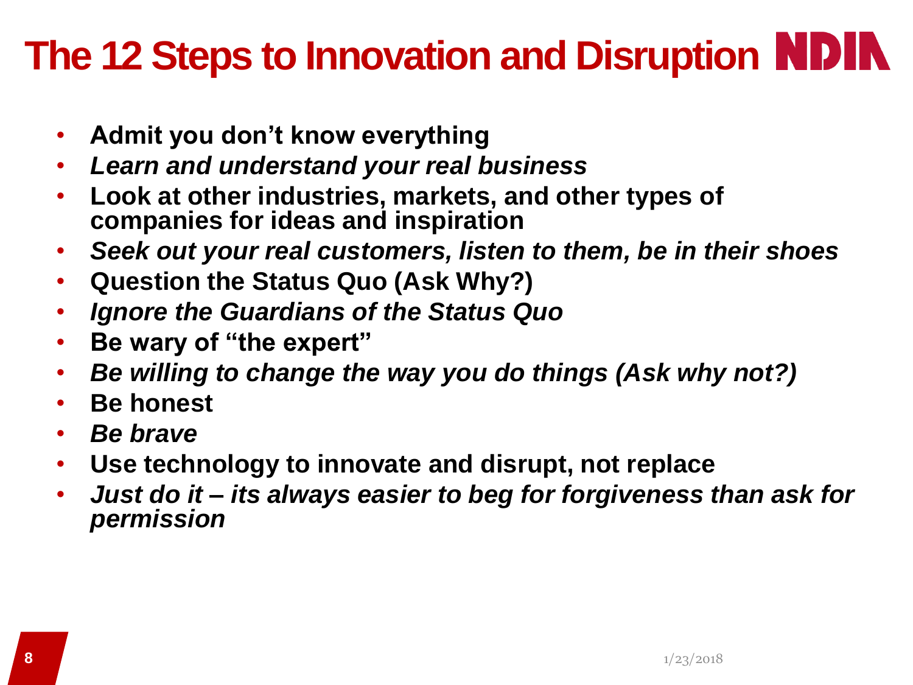# The 12 Steps to Innovation and Disruption

- **Admit you don't know everything**
- ***Learn and understand your real business***
- **Look at other industries, markets, and other types of companies for ideas and inspiration**
- ***Seek out your real customers, listen to them, be in their shoes***
- **Question the Status Quo (Ask Why?)**
- ***Ignore the Guardians of the Status Quo***
- **Be wary of "the expert"**
- ***Be willing to change the way you do things (Ask why not?)***
- **Be honest**
- ***Be brave***
- **Use technology to innovate and disrupt, not replace**
- ***Just do it – its always easier to beg for forgiveness than ask for permission***

1/23/2018